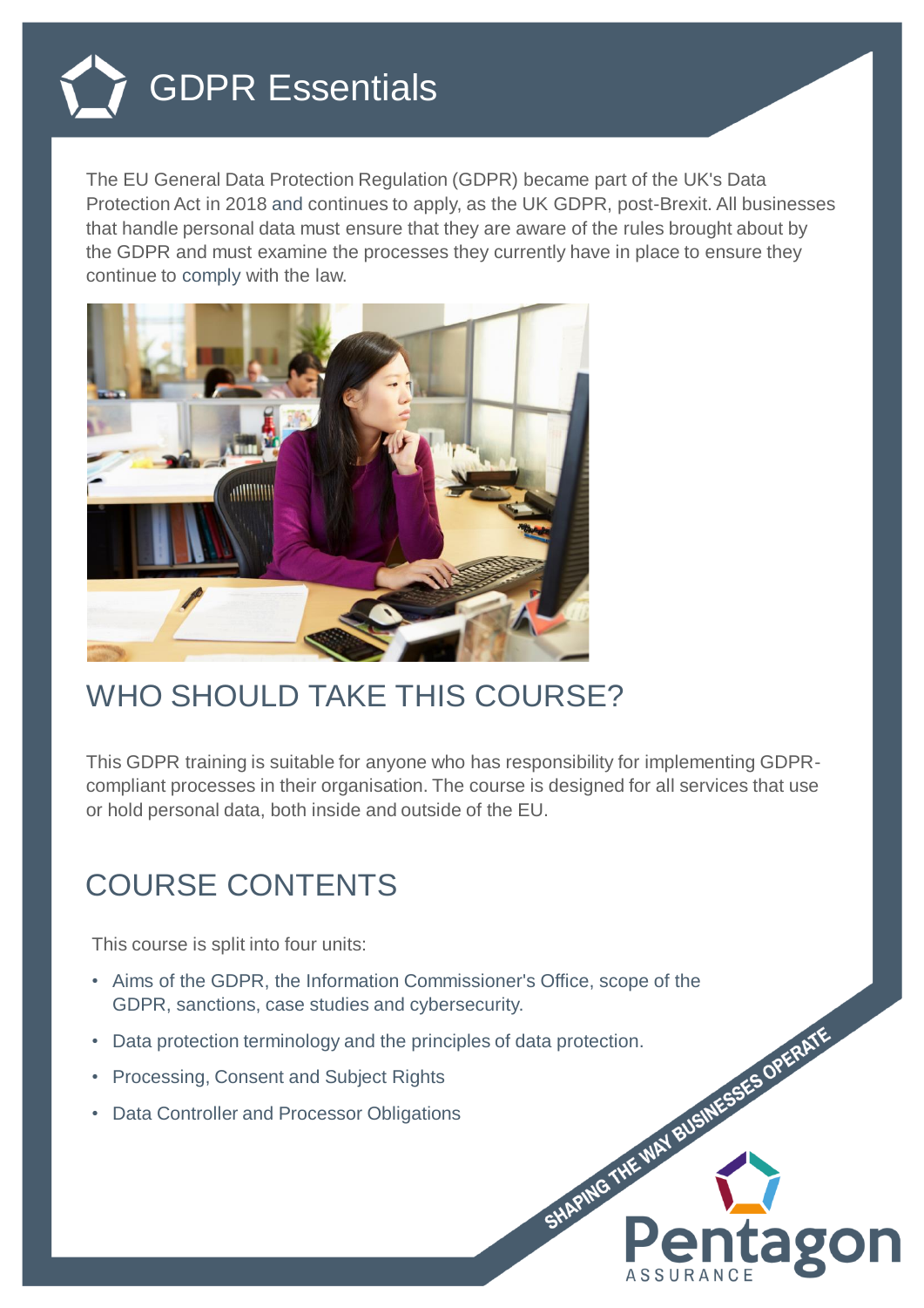# GDPR Essentials

The EU General Data Protection Regulation (GDPR) became part of the UK's Data Protection Act in 2018 and continues to apply, as the UK GDPR, post-Brexit. All businesses that handle personal data must ensure that they are aware of the rules brought about by the GDPR and must examine the processes they currently have in place to ensure they continue to comply with the law.

## WHO SHOULD TAKE THIS COURSE?

This GDPR training is suitable for anyone who has responsibility for implementing GDPR-compliant processes in their organisation. The course is designed for all services that use or hold personal data, both inside and outside of the EU.

## COURSE CONTENTS

This course is split into four units:

- Aims of the GDPR, the Information Commissioner's Office, scope of the GDPR, sanctions, case studies and cybersecurity.
- Data protection terminology and the principles of data protection.
- Processing, Consent and Subject Rights
- Data Controller and Processor Obligations

SHAPING THE WAY BUSINESSES OPERATE

Pentagon ASSURANCE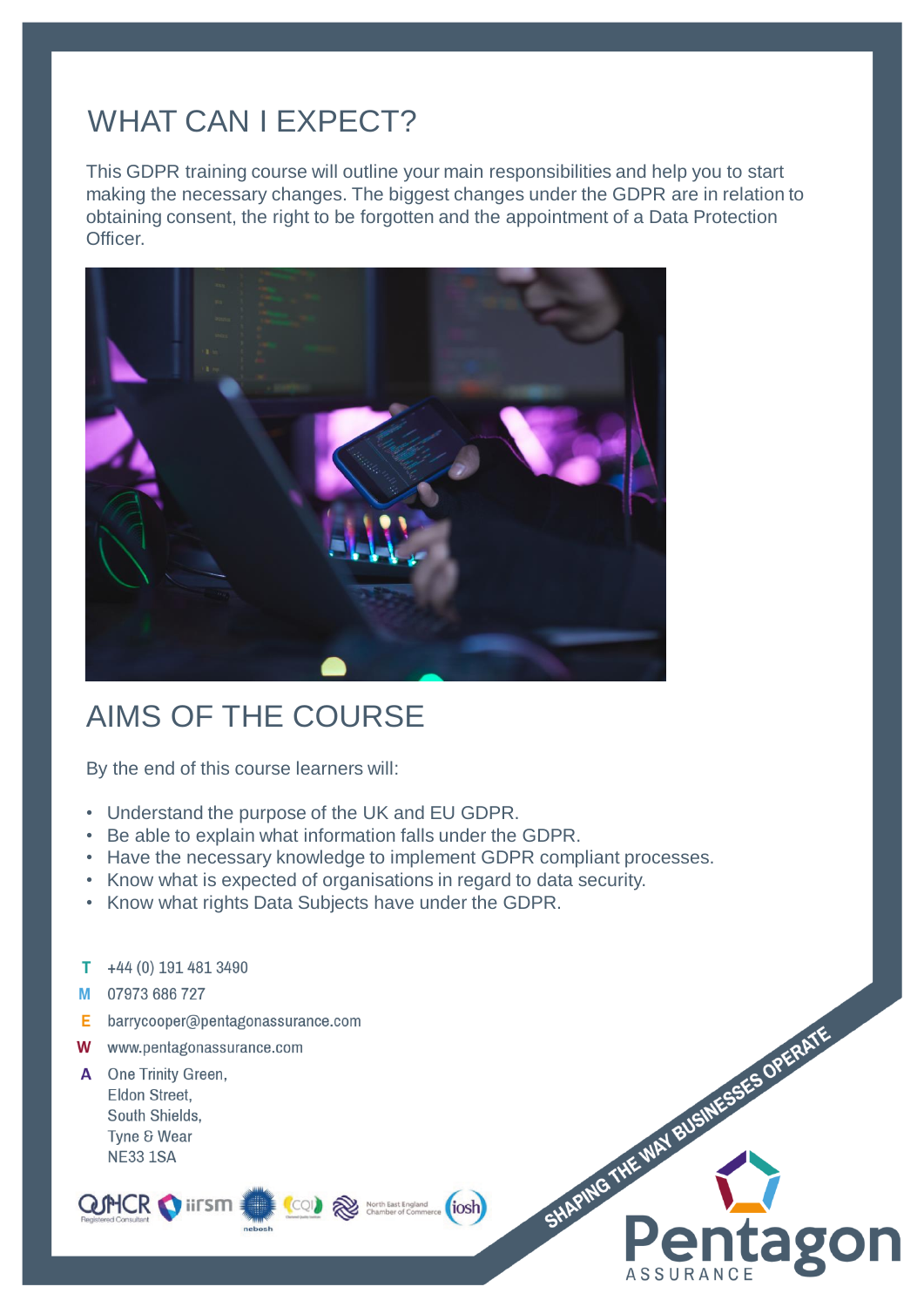## WHAT CAN I EXPECT?

This GDPR training course will outline your main responsibilities and help you to start making the necessary changes. The biggest changes under the GDPR are in relation to obtaining consent, the right to be forgotten and the appointment of a Data Protection Officer.

## AIMS OF THE COURSE

By the end of this course learners will:

- Understand the purpose of the UK and EU GDPR.
- Be able to explain what information falls under the GDPR.
- Have the necessary knowledge to implement GDPR compliant processes.
- Know what is expected of organisations in regard to data security.
- Know what rights Data Subjects have under the GDPR.

**T** +44 (0) 191 481 3490
**M** 07973 686 727
**E** barrycooper@pentagonassurance.com
**W** www.pentagonassurance.com
**A** One Trinity Green,
Eldon Street,
South Shields,
Tyne & Wear
NE33 1SA

SHAPING THE WAY BUSINESSES OPERATE

Pentagon ASSURANCE